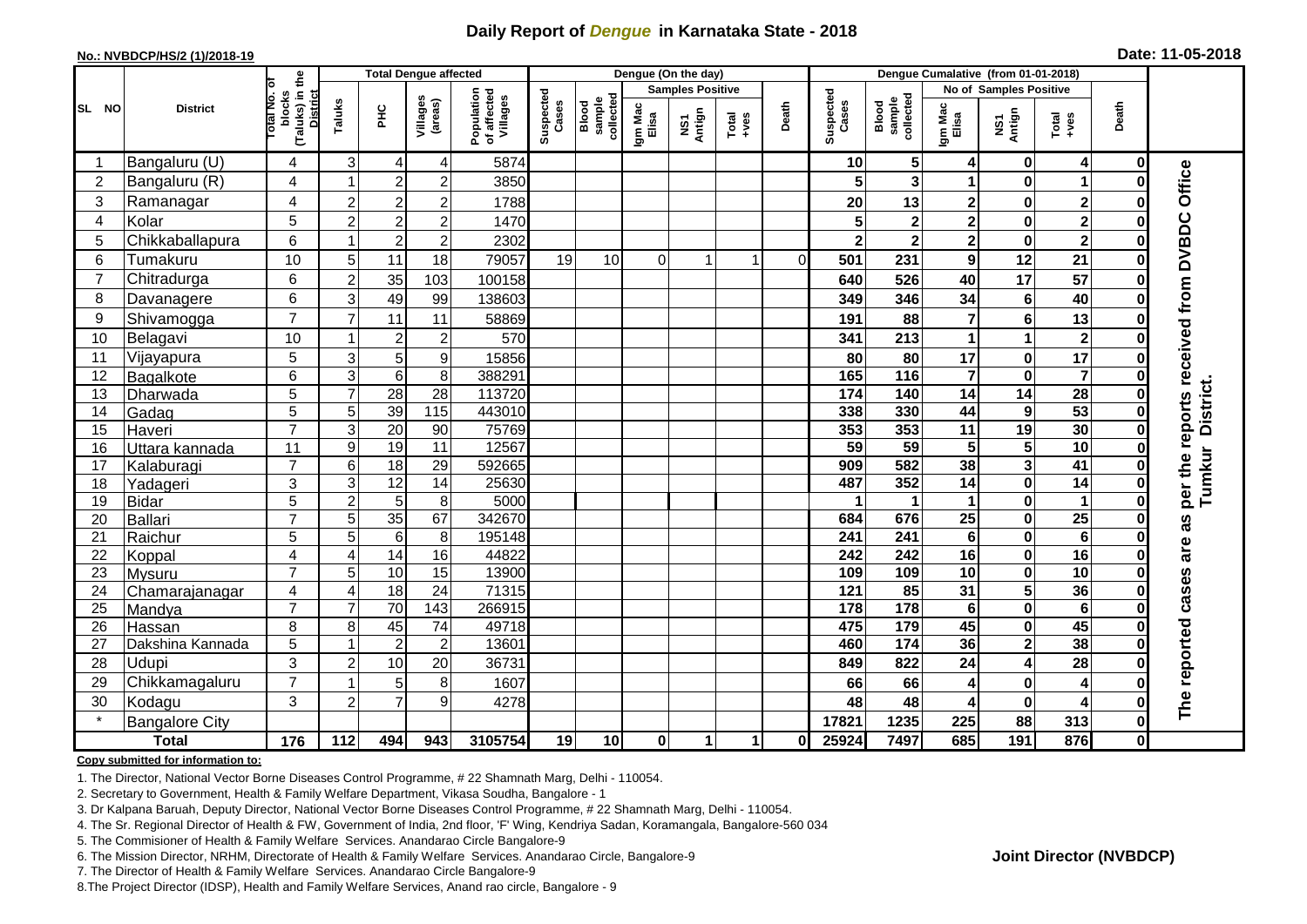# Daily Report of *Dengue* in Karnataka State - 2018

**No.: NVBDCP/HS/2 (1)/2018-19**

**Date: 11-05-2018**

| SL NO | District | Total No. of blocks (Taluks) in the District | Total Dengue affected | | | | Dengue (On the day) | | | | | | | Dengue Cumalative (from 01-01-2018) | | | | | | | |
|---|---|---|---|---|---|---|---|---|---|---|---|---|---|---|---|---|---|---|---|---|
| | | | Taluks | PHC | Villages (areas) | Population of affected Villages | Suspected Cases | Blood sample collected | Samples Positive | | | Death | Suspected Cases | Blood sample collected | No of Samples Positive | | | Death | |
| | | | | | | | | | Igm Mac Elisa | NS1 Antign | Total +ves | | | | Igm Mac Elisa | NS1 Antign | Total +ves | | |
| 1 | Bangaluru (U) | 4 | 3 | 4 | 4 | 5874 | | | | | | | 10 | 5 | 4 | 0 | 4 | 0 | The reported cases are as per the reports received from DVBDC Office Tumkur District. |
| 2 | Bangaluru (R) | 4 | 1 | 2 | 2 | 3850 | | | | | | | 5 | 3 | 1 | 0 | 1 | 0 | |
| 3 | Ramanagar | 4 | 2 | 2 | 2 | 1788 | | | | | | | 20 | 13 | 2 | 0 | 2 | 0 | |
| 4 | Kolar | 5 | 2 | 2 | 2 | 1470 | | | | | | | 5 | 2 | 2 | 0 | 2 | 0 | |
| 5 | Chikkaballapura | 6 | 1 | 2 | 2 | 2302 | | | | | | | 2 | 2 | 2 | 0 | 2 | 0 | |
| 6 | Tumakuru | 10 | 5 | 11 | 18 | 79057 | 19 | 10 | 0 | 1 | 1 | 0 | 501 | 231 | 9 | 12 | 21 | 0 | |
| 7 | Chitradurga | 6 | 2 | 35 | 103 | 100158 | | | | | | | 640 | 526 | 40 | 17 | 57 | 0 | |
| 8 | Davanagere | 6 | 3 | 49 | 99 | 138603 | | | | | | | 349 | 346 | 34 | 6 | 40 | 0 | |
| 9 | Shivamogga | 7 | 7 | 11 | 11 | 58869 | | | | | | | 191 | 88 | 7 | 6 | 13 | 0 | |
| 10 | Belagavi | 10 | 1 | 2 | 2 | 570 | | | | | | | 341 | 213 | 1 | 1 | 2 | 0 | |
| 11 | Vijayapura | 5 | 3 | 5 | 9 | 15856 | | | | | | | 80 | 80 | 17 | 0 | 17 | 0 | |
| 12 | Bagalkote | 6 | 3 | 6 | 8 | 388291 | | | | | | | 165 | 116 | 7 | 0 | 7 | 0 | |
| 13 | Dharwada | 5 | 7 | 28 | 28 | 113720 | | | | | | | 174 | 140 | 14 | 14 | 28 | 0 | |
| 14 | Gadag | 5 | 5 | 39 | 115 | 443010 | | | | | | | 338 | 330 | 44 | 9 | 53 | 0 | |
| 15 | Haveri | 7 | 3 | 20 | 90 | 75769 | | | | | | | 353 | 353 | 11 | 19 | 30 | 0 | |
| 16 | Uttara kannada | 11 | 9 | 19 | 11 | 12567 | | | | | | | 59 | 59 | 5 | 5 | 10 | 0 | |
| 17 | Kalaburagi | 7 | 6 | 18 | 29 | 592665 | | | | | | | 909 | 582 | 38 | 3 | 41 | 0 | |
| 18 | Yadageri | 3 | 3 | 12 | 14 | 25630 | | | | | | | 487 | 352 | 14 | 0 | 14 | 0 | |
| 19 | Bidar | 5 | 2 | 5 | 8 | 5000 | | | | | | | 1 | 1 | 1 | 0 | 1 | 0 | |
| 20 | Ballari | 7 | 5 | 35 | 67 | 342670 | | | | | | | 684 | 676 | 25 | 0 | 25 | 0 | |
| 21 | Raichur | 5 | 5 | 6 | 8 | 195148 | | | | | | | 241 | 241 | 6 | 0 | 6 | 0 | |
| 22 | Koppal | 4 | 4 | 14 | 16 | 44822 | | | | | | | 242 | 242 | 16 | 0 | 16 | 0 | |
| 23 | Mysuru | 7 | 5 | 10 | 15 | 13900 | | | | | | | 109 | 109 | 10 | 0 | 10 | 0 | |
| 24 | Chamarajanagar | 4 | 4 | 18 | 24 | 71315 | | | | | | | 121 | 85 | 31 | 5 | 36 | 0 | |
| 25 | Mandya | 7 | 7 | 70 | 143 | 266915 | | | | | | | 178 | 178 | 6 | 0 | 6 | 0 | |
| 26 | Hassan | 8 | 8 | 45 | 74 | 49718 | | | | | | | 475 | 179 | 45 | 0 | 45 | 0 | |
| 27 | Dakshina Kannada | 5 | 1 | 2 | 2 | 13601 | | | | | | | 460 | 174 | 36 | 2 | 38 | 0 | |
| 28 | Udupi | 3 | 2 | 10 | 20 | 36731 | | | | | | | 849 | 822 | 24 | 4 | 28 | 0 | |
| 29 | Chikkamagaluru | 7 | 1 | 5 | 8 | 1607 | | | | | | | 66 | 66 | 4 | 0 | 4 | 0 | |
| 30 | Kodagu | 3 | 2 | 7 | 9 | 4278 | | | | | | | 48 | 48 | 4 | 0 | 4 | 0 | |
| * | Bangalore City | | | | | | | | | | | | 17821 | 1235 | 225 | 88 | 313 | 0 | |
| | **Total** | **176** | **112** | **494** | **943** | **3105754** | **19** | **10** | **0** | **1** | **1** | **0** | **25924** | **7497** | **685** | **191** | **876** | **0** | |

**Copy submitted for information to:**

1. The Director, National Vector Borne Diseases Control Programme, # 22 Shamnath Marg, Delhi - 110054.
2. Secretary to Government, Health & Family Welfare Department, Vikasa Soudha, Bangalore - 1
3. Dr Kalpana Baruah, Deputy Director, National Vector Borne Diseases Control Programme, # 22 Shamnath Marg, Delhi - 110054.
4. The Sr. Regional Director of Health & FW, Government of India, 2nd floor, 'F' Wing, Kendriya Sadan, Koramangala, Bangalore-560 034
5. The Commisioner of Health & Family Welfare Services. Anandarao Circle Bangalore-9
6. The Mission Director, NRHM, Directorate of Health & Family Welfare Services. Anandarao Circle, Bangalore-9
7. The Director of Health & Family Welfare Services. Anandarao Circle Bangalore-9
8. The Project Director (IDSP), Health and Family Welfare Services, Anand rao circle, Bangalore - 9

**Joint Director (NVBDCP)**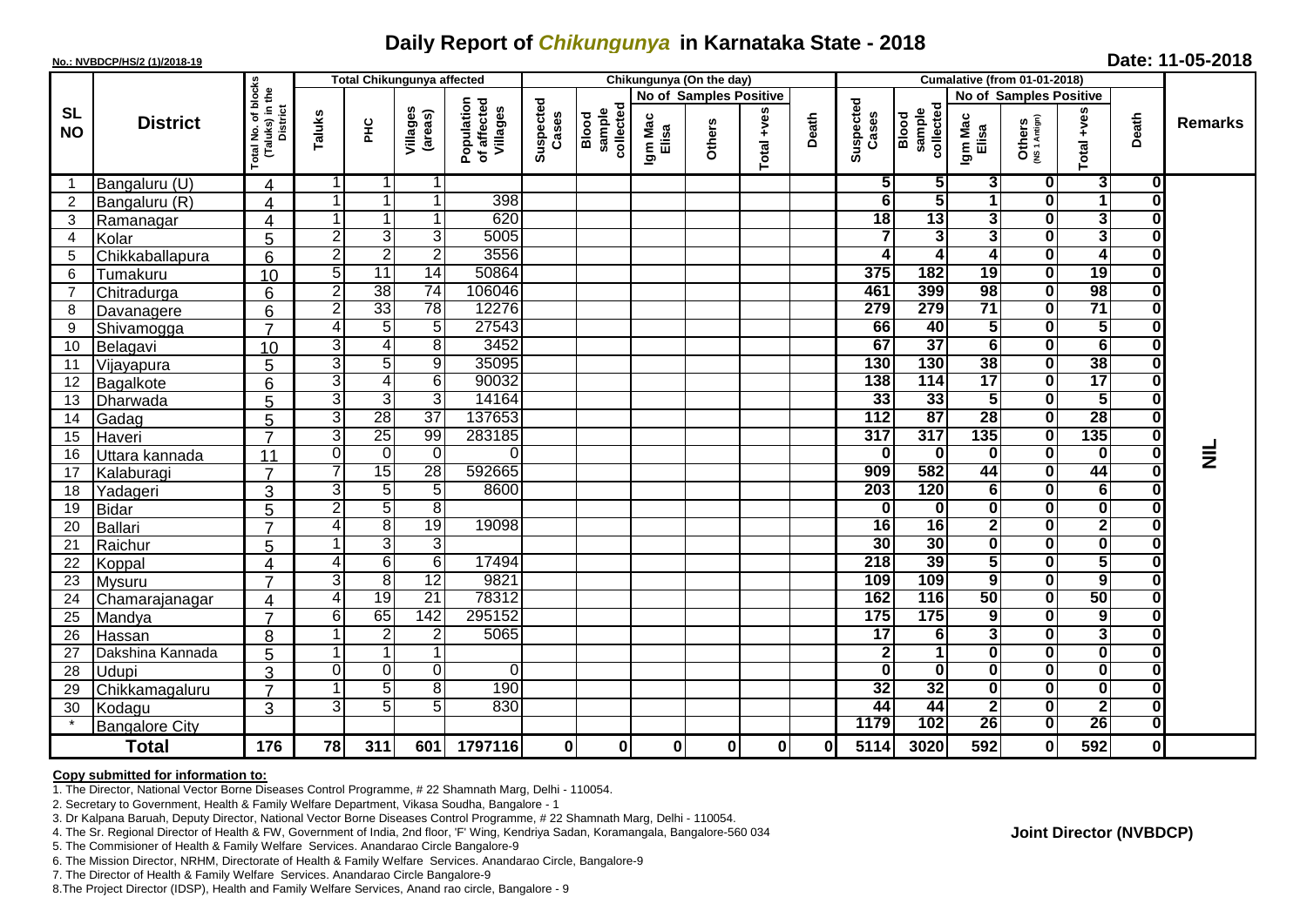# Daily Report of *Chikungunya* in Karnataka State - 2018

**No.: NVBDCP/HS/2 (1)/2018-19**

**Date: 11-05-2018**

| SL NO | District | Total No. of blocks (Taluks) in the District | Total Chikungunya affected | | | | Chikungunya (On the day) | | | | | | | Cumalative (from 01-01-2018) | | | | | | | Remarks |
|---|---|---|---|---|---|---|---|---|---|---|---|---|---|---|---|---|---|---|---|---|---|
| | | | | | | | | | No of Samples Positive | | | | | | | No of Samples Positive | | | | | |
| | | | Taluks | PHC | Villages (areas) | Population of affected Villages | Suspected Cases | Blood sample collected | Igm Mac Elisa | Others | Total +ves | Death | Suspected Cases | Blood sample collected | Igm Mac Elisa | Others (NS 1 Antign) | Total +ves | Death | |
| 1 | Bangaluru (U) | 4 | 1 | 1 | 1 | | | | | | | | 5 | 5 | 3 | 0 | 3 | 0 | NIL |
| 2 | Bangaluru (R) | 4 | 1 | 1 | 1 | 398 | | | | | | | 6 | 5 | 1 | 0 | 1 | 0 | |
| 3 | Ramanagar | 4 | 1 | 1 | 1 | 620 | | | | | | | 18 | 13 | 3 | 0 | 3 | 0 | |
| 4 | Kolar | 5 | 2 | 3 | 3 | 5005 | | | | | | | 7 | 3 | 3 | 0 | 3 | 0 | |
| 5 | Chikkaballapura | 6 | 2 | 2 | 2 | 3556 | | | | | | | 4 | 4 | 4 | 0 | 4 | 0 | |
| 6 | Tumakuru | 10 | 5 | 11 | 14 | 50864 | | | | | | | 375 | 182 | 19 | 0 | 19 | 0 | |
| 7 | Chitradurga | 6 | 2 | 38 | 74 | 106046 | | | | | | | 461 | 399 | 98 | 0 | 98 | 0 | |
| 8 | Davanagere | 6 | 2 | 33 | 78 | 12276 | | | | | | | 279 | 279 | 71 | 0 | 71 | 0 | |
| 9 | Shivamogga | 7 | 4 | 5 | 5 | 27543 | | | | | | | 66 | 40 | 5 | 0 | 5 | 0 | |
| 10 | Belagavi | 10 | 3 | 4 | 8 | 3452 | | | | | | | 67 | 37 | 6 | 0 | 6 | 0 | |
| 11 | Vijayapura | 5 | 3 | 5 | 9 | 35095 | | | | | | | 130 | 130 | 38 | 0 | 38 | 0 | |
| 12 | Bagalkote | 6 | 3 | 4 | 6 | 90032 | | | | | | | 138 | 114 | 17 | 0 | 17 | 0 | |
| 13 | Dharwada | 5 | 3 | 3 | 3 | 14164 | | | | | | | 33 | 33 | 5 | 0 | 5 | 0 | |
| 14 | Gadag | 5 | 3 | 28 | 37 | 137653 | | | | | | | 112 | 87 | 28 | 0 | 28 | 0 | |
| 15 | Haveri | 7 | 3 | 25 | 99 | 283185 | | | | | | | 317 | 317 | 135 | 0 | 135 | 0 | |
| 16 | Uttara kannada | 11 | 0 | 0 | 0 | 0 | | | | | | | 0 | 0 | 0 | 0 | 0 | 0 | |
| 17 | Kalaburagi | 7 | 7 | 15 | 28 | 592665 | | | | | | | 909 | 582 | 44 | 0 | 44 | 0 | |
| 18 | Yadageri | 3 | 3 | 5 | 5 | 8600 | | | | | | | 203 | 120 | 6 | 0 | 6 | 0 | |
| 19 | Bidar | 5 | 2 | 5 | 8 | | | | | | | | 0 | 0 | 0 | 0 | 0 | 0 | |
| 20 | Ballari | 7 | 4 | 8 | 19 | 19098 | | | | | | | 16 | 16 | 2 | 0 | 2 | 0 | |
| 21 | Raichur | 5 | 1 | 3 | 3 | | | | | | | | 30 | 30 | 0 | 0 | 0 | 0 | |
| 22 | Koppal | 4 | 4 | 6 | 6 | 17494 | | | | | | | 218 | 39 | 5 | 0 | 5 | 0 | |
| 23 | Mysuru | 7 | 3 | 8 | 12 | 9821 | | | | | | | 109 | 109 | 9 | 0 | 9 | 0 | |
| 24 | Chamarajanagar | 4 | 4 | 19 | 21 | 78312 | | | | | | | 162 | 116 | 50 | 0 | 50 | 0 | |
| 25 | Mandya | 7 | 6 | 65 | 142 | 295152 | | | | | | | 175 | 175 | 9 | 0 | 9 | 0 | |
| 26 | Hassan | 8 | 1 | 2 | 2 | 5065 | | | | | | | 17 | 6 | 3 | 0 | 3 | 0 | |
| 27 | Dakshina Kannada | 5 | 1 | 1 | 1 | | | | | | | | 2 | 1 | 0 | 0 | 0 | 0 | |
| 28 | Udupi | 3 | 0 | 0 | 0 | 0 | | | | | | | 0 | 0 | 0 | 0 | 0 | 0 | |
| 29 | Chikkamagaluru | 7 | 1 | 5 | 8 | 190 | | | | | | | 32 | 32 | 0 | 0 | 0 | 0 | |
| 30 | Kodagu | 3 | 3 | 5 | 5 | 830 | | | | | | | 44 | 44 | 2 | 0 | 2 | 0 | |
| * | Bangalore City | | | | | | | | | | | | 1179 | 102 | 26 | 0 | 26 | 0 | |
| | **Total** | **176** | **78** | **311** | **601** | **1797116** | **0** | **0** | **0** | **0** | **0** | **0** | **5114** | **3020** | **592** | **0** | **592** | **0** | |

**Copy submitted for information to:**

1. The Director, National Vector Borne Diseases Control Programme, # 22 Shamnath Marg, Delhi - 110054.
2. Secretary to Government, Health & Family Welfare Department, Vikasa Soudha, Bangalore - 1
3. Dr Kalpana Baruah, Deputy Director, National Vector Borne Diseases Control Programme, # 22 Shamnath Marg, Delhi - 110054.
4. The Sr. Regional Director of Health & FW, Government of India, 2nd floor, 'F' Wing, Kendriya Sadan, Koramangala, Bangalore-560 034
5. The Commisioner of Health & Family Welfare Services. Anandarao Circle Bangalore-9
6. The Mission Director, NRHM, Directorate of Health & Family Welfare Services. Anandarao Circle, Bangalore-9
7. The Director of Health & Family Welfare Services. Anandarao Circle Bangalore-9
8. The Project Director (IDSP), Health and Family Welfare Services, Anand rao circle, Bangalore - 9

**Joint Director (NVBDCP)**